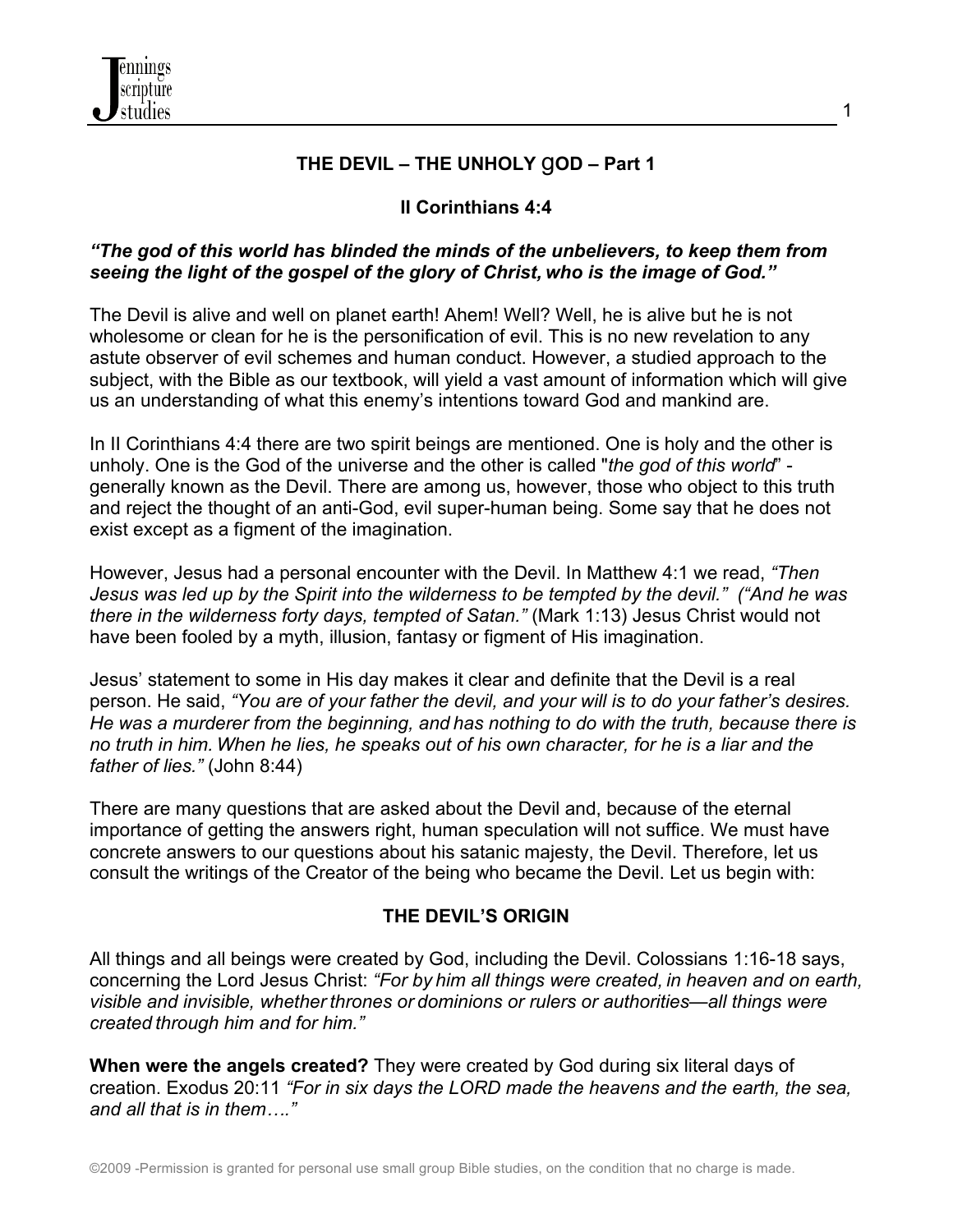## THE DEVIL – THE UNHOLY gOD – Part 1

### II Corinthians 4:4

***"The god of this world has blinded the minds of the unbelievers, to keep them from seeing the light of the gospel of the glory of Christ, who is the image of God."***

The Devil is alive and well on planet earth! Ahem! Well? Well, he is alive but he is not wholesome or clean for he is the personification of evil. This is no new revelation to any astute observer of evil schemes and human conduct. However, a studied approach to the subject, with the Bible as our textbook, will yield a vast amount of information which will give us an understanding of what this enemy's intentions toward God and mankind are.

In II Corinthians 4:4 there are two spirit beings are mentioned. One is holy and the other is unholy. One is the God of the universe and the other is called "*the god of this world*" - generally known as the Devil. There are among us, however, those who object to this truth and reject the thought of an anti-God, evil super-human being. Some say that he does not exist except as a figment of the imagination.

However, Jesus had a personal encounter with the Devil. In Matthew 4:1 we read, *"Then Jesus was led up by the Spirit into the wilderness to be tempted by the devil." ("And he was there in the wilderness forty days, tempted of Satan."* (Mark 1:13) Jesus Christ would not have been fooled by a myth, illusion, fantasy or figment of His imagination.

Jesus' statement to some in His day makes it clear and definite that the Devil is a real person. He said, *"You are of your father the devil, and your will is to do your father's desires. He was a murderer from the beginning, and has nothing to do with the truth, because there is no truth in him. When he lies, he speaks out of his own character, for he is a liar and the father of lies."* (John 8:44)

There are many questions that are asked about the Devil and, because of the eternal importance of getting the answers right, human speculation will not suffice. We must have concrete answers to our questions about his satanic majesty, the Devil. Therefore, let us consult the writings of the Creator of the being who became the Devil. Let us begin with:

### THE DEVIL'S ORIGIN

All things and all beings were created by God, including the Devil. Colossians 1:16-18 says, concerning the Lord Jesus Christ: *"For by him all things were created, in heaven and on earth, visible and invisible, whether thrones or dominions or rulers or authorities—all things were created through him and for him."*

**When were the angels created?** They were created by God during six literal days of creation. Exodus 20:11 *"For in six days the LORD made the heavens and the earth, the sea, and all that is in them…."*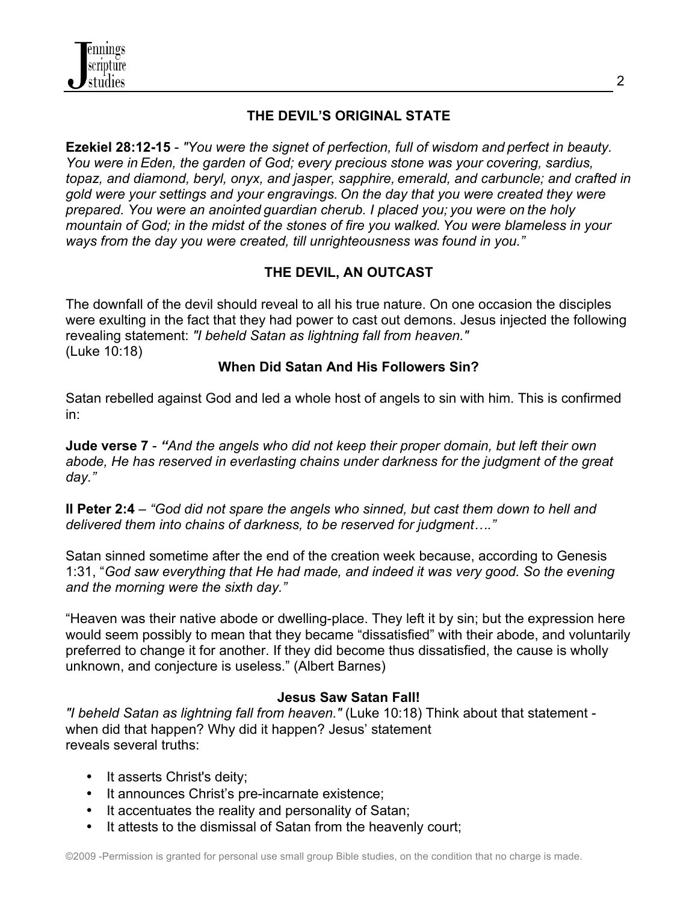## THE DEVIL'S ORIGINAL STATE

**Ezekiel 28:12-15** - *"You were the signet of perfection, full of wisdom and perfect in beauty. You were in Eden, the garden of God; every precious stone was your covering, sardius, topaz, and diamond, beryl, onyx, and jasper, sapphire, emerald, and carbuncle; and crafted in gold were your settings and your engravings. On the day that you were created they were prepared. You were an anointed guardian cherub. I placed you; you were on the holy mountain of God; in the midst of the stones of fire you walked. You were blameless in your ways from the day you were created, till unrighteousness was found in you."*

## THE DEVIL, AN OUTCAST

The downfall of the devil should reveal to all his true nature. On one occasion the disciples were exulting in the fact that they had power to cast out demons. Jesus injected the following revealing statement: *"I beheld Satan as lightning fall from heaven."* (Luke 10:18)

### When Did Satan And His Followers Sin?

Satan rebelled against God and led a whole host of angels to sin with him. This is confirmed in:

**Jude verse 7** - *"And the angels who did not keep their proper domain, but left their own abode, He has reserved in everlasting chains under darkness for the judgment of the great day."*

**II Peter 2:4** – *"God did not spare the angels who sinned, but cast them down to hell and delivered them into chains of darkness, to be reserved for judgment…."*

Satan sinned sometime after the end of the creation week because, according to Genesis 1:31, "*God saw everything that He had made, and indeed it was very good. So the evening and the morning were the sixth day."*

"Heaven was their native abode or dwelling-place. They left it by sin; but the expression here would seem possibly to mean that they became "dissatisfied" with their abode, and voluntarily preferred to change it for another. If they did become thus dissatisfied, the cause is wholly unknown, and conjecture is useless." (Albert Barnes)

### Jesus Saw Satan Fall!

*"I beheld Satan as lightning fall from heaven."* (Luke 10:18) Think about that statement - when did that happen? Why did it happen? Jesus' statement reveals several truths:

- It asserts Christ's deity;
- It announces Christ's pre-incarnate existence;
- It accentuates the reality and personality of Satan;
- It attests to the dismissal of Satan from the heavenly court;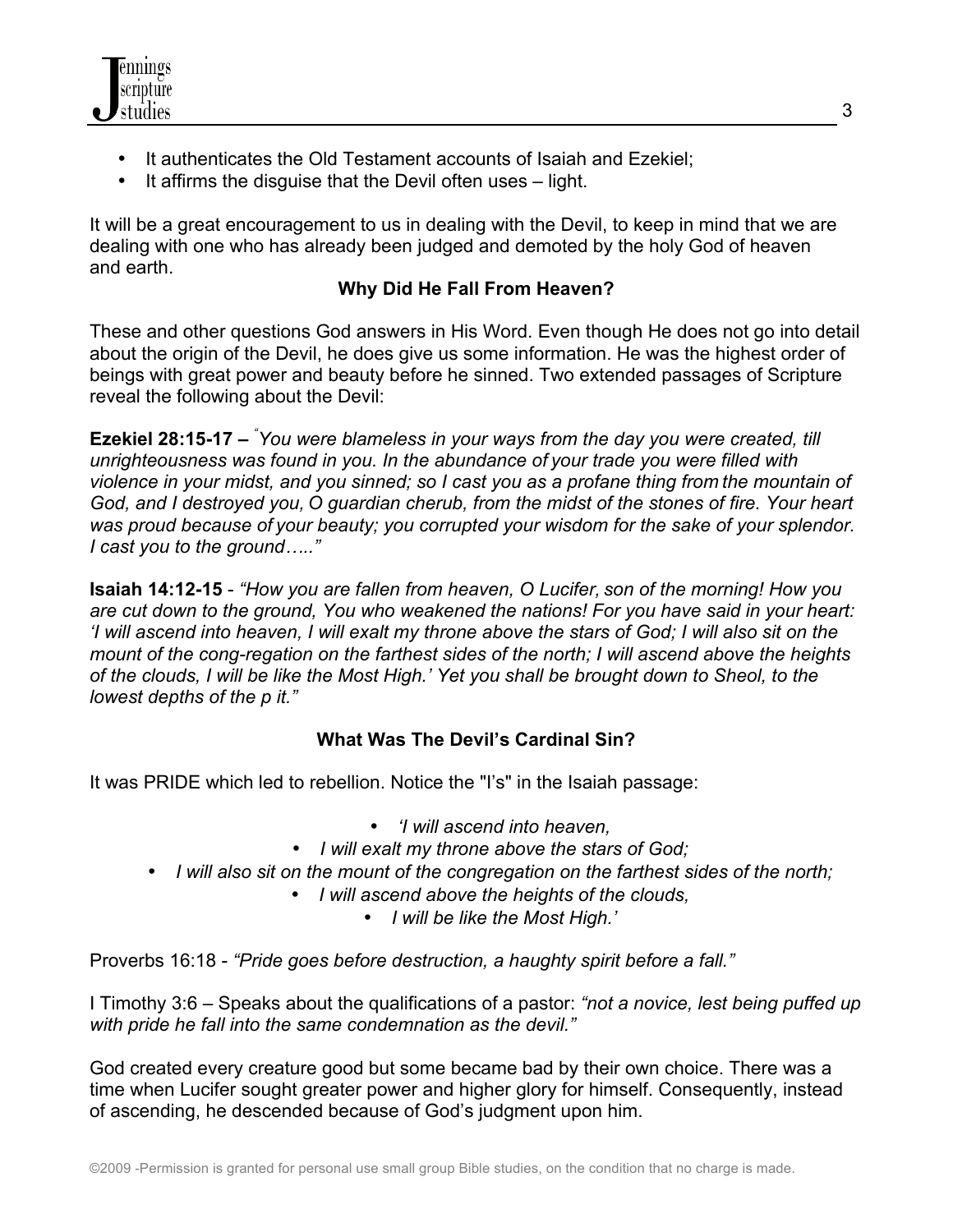- It authenticates the Old Testament accounts of Isaiah and Ezekiel;
- It affirms the disguise that the Devil often uses – light.

It will be a great encouragement to us in dealing with the Devil, to keep in mind that we are dealing with one who has already been judged and demoted by the holy God of heaven and earth.

**Why Did He Fall From Heaven?**

These and other questions God answers in His Word. Even though He does not go into detail about the origin of the Devil, he does give us some information. He was the highest order of beings with great power and beauty before he sinned. Two extended passages of Scripture reveal the following about the Devil:

**Ezekiel 28:15-17 –** *"You were blameless in your ways from the day you were created, till unrighteousness was found in you. In the abundance of your trade you were filled with violence in your midst, and you sinned; so I cast you as a profane thing from the mountain of God, and I destroyed you, O guardian cherub, from the midst of the stones of fire. Your heart was proud because of your beauty; you corrupted your wisdom for the sake of your splendor. I cast you to the ground….."*

**Isaiah 14:12-15** - *"How you are fallen from heaven, O Lucifer, son of the morning! How you are cut down to the ground, You who weakened the nations! For you have said in your heart: 'I will ascend into heaven, I will exalt my throne above the stars of God; I will also sit on the mount of the cong-regation on the farthest sides of the north; I will ascend above the heights of the clouds, I will be like the Most High.' Yet you shall be brought down to Sheol, to the lowest depths of the p it."*

**What Was The Devil's Cardinal Sin?**

It was PRIDE which led to rebellion. Notice the "I's" in the Isaiah passage:

- *'I will ascend into heaven,*
- *I will exalt my throne above the stars of God;*
- *I will also sit on the mount of the congregation on the farthest sides of the north;*
- *I will ascend above the heights of the clouds,*
- *I will be like the Most High.'*

Proverbs 16:18 - *"Pride goes before destruction, a haughty spirit before a fall."*

I Timothy 3:6 – Speaks about the qualifications of a pastor: *"not a novice, lest being puffed up with pride he fall into the same condemnation as the devil."*

God created every creature good but some became bad by their own choice. There was a time when Lucifer sought greater power and higher glory for himself. Consequently, instead of ascending, he descended because of God's judgment upon him.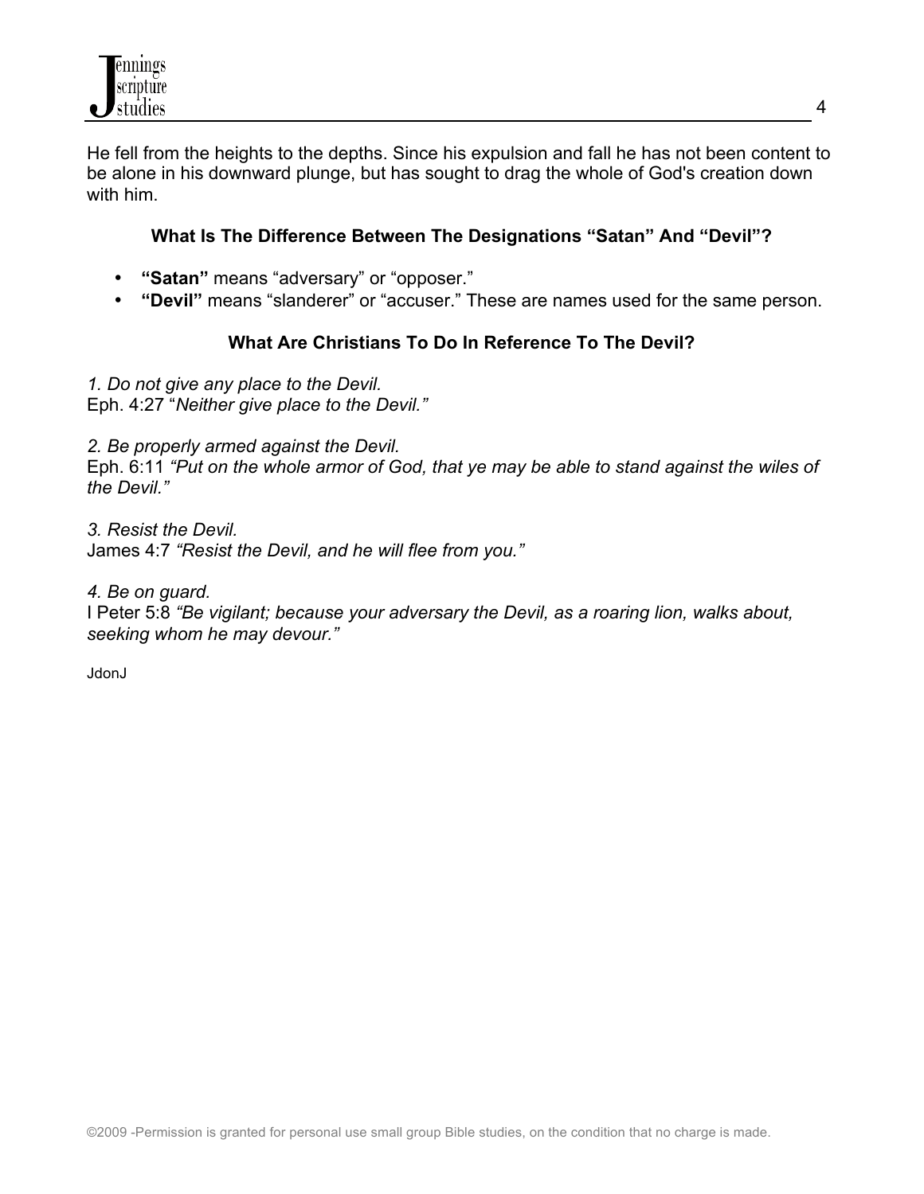He fell from the heights to the depths. Since his expulsion and fall he has not been content to be alone in his downward plunge, but has sought to drag the whole of God's creation down with him.

### What Is The Difference Between The Designations "Satan" And "Devil"?

- **"Satan"** means "adversary" or "opposer."
- **"Devil"** means "slanderer" or "accuser." These are names used for the same person.

### What Are Christians To Do In Reference To The Devil?

*1. Do not give any place to the Devil.*
Eph. 4:27 "*Neither give place to the Devil."*

*2. Be properly armed against the Devil.*
Eph. 6:11 *"Put on the whole armor of God, that ye may be able to stand against the wiles of the Devil."*

*3. Resist the Devil.*
James 4:7 *"Resist the Devil, and he will flee from you."*

*4. Be on guard.*
I Peter 5:8 *"Be vigilant; because your adversary the Devil, as a roaring lion, walks about, seeking whom he may devour."*

JdonJ

©2009 -Permission is granted for personal use small group Bible studies, on the condition that no charge is made.